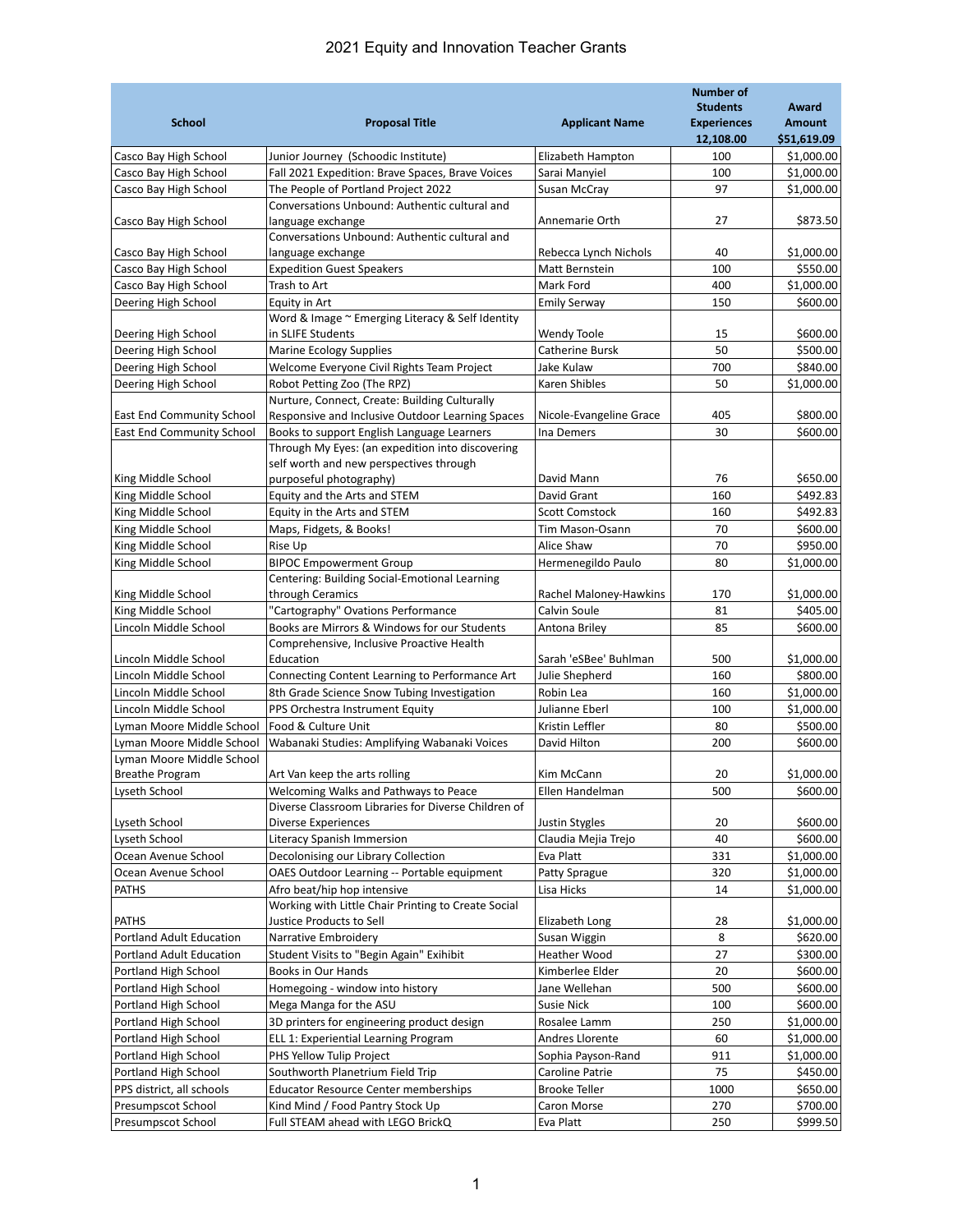# 2021 Equity and Innovation Teacher Grants

| School | Proposal Title | Applicant Name | Number of Students Experiences 12,108.00 | Award Amount $51,619.09 |
|---|---|---|---|---|
| Casco Bay High School | Junior Journey (Schoodic Institute) | Elizabeth Hampton | 100 | $1,000.00 |
| Casco Bay High School | Fall 2021 Expedition: Brave Spaces, Brave Voices | Sarai Manyiel | 100 | $1,000.00 |
| Casco Bay High School | The People of Portland Project 2022 | Susan McCray | 97 | $1,000.00 |
| Casco Bay High School | Conversations Unbound: Authentic cultural and language exchange | Annemarie Orth | 27 | $873.50 |
| Casco Bay High School | Conversations Unbound: Authentic cultural and language exchange | Rebecca Lynch Nichols | 40 | $1,000.00 |
| Casco Bay High School | Expedition Guest Speakers | Matt Bernstein | 100 | $550.00 |
| Casco Bay High School | Trash to Art | Mark Ford | 400 | $1,000.00 |
| Deering High School | Equity in Art | Emily Serway | 150 | $600.00 |
| Deering High School | Word & Image ~ Emerging Literacy & Self Identity in SLIFE Students | Wendy Toole | 15 | $600.00 |
| Deering High School | Marine Ecology Supplies | Catherine Bursk | 50 | $500.00 |
| Deering High School | Welcome Everyone Civil Rights Team Project | Jake Kulaw | 700 | $840.00 |
| Deering High School | Robot Petting Zoo (The RPZ) | Karen Shibles | 50 | $1,000.00 |
| East End Community School | Nurture, Connect, Create: Building Culturally Responsive and Inclusive Outdoor Learning Spaces | Nicole-Evangeline Grace | 405 | $800.00 |
| East End Community School | Books to support English Language Learners | Ina Demers | 30 | $600.00 |
| King Middle School | Through My Eyes: (an expedition into discovering self worth and new perspectives through purposeful photography) | David Mann | 76 | $650.00 |
| King Middle School | Equity and the Arts and STEM | David Grant | 160 | $492.83 |
| King Middle School | Equity in the Arts and STEM | Scott Comstock | 160 | $492.83 |
| King Middle School | Maps, Fidgets, & Books! | Tim Mason-Osann | 70 | $600.00 |
| King Middle School | Rise Up | Alice Shaw | 70 | $950.00 |
| King Middle School | BIPOC Empowerment Group | Hermenegildo Paulo | 80 | $1,000.00 |
| King Middle School | Centering: Building Social-Emotional Learning through Ceramics | Rachel Maloney-Hawkins | 170 | $1,000.00 |
| King Middle School | "Cartography" Ovations Performance | Calvin Soule | 81 | $405.00 |
| Lincoln Middle School | Books are Mirrors & Windows for our Students | Antona Briley | 85 | $600.00 |
| Lincoln Middle School | Comprehensive, Inclusive Proactive Health Education | Sarah 'eSBee' Buhlman | 500 | $1,000.00 |
| Lincoln Middle School | Connecting Content Learning to Performance Art | Julie Shepherd | 160 | $800.00 |
| Lincoln Middle School | 8th Grade Science Snow Tubing Investigation | Robin Lea | 160 | $1,000.00 |
| Lincoln Middle School | PPS Orchestra Instrument Equity | Julianne Eberl | 100 | $1,000.00 |
| Lyman Moore Middle School | Food & Culture Unit | Kristin Leffler | 80 | $500.00 |
| Lyman Moore Middle School | Wabanaki Studies: Amplifying Wabanaki Voices | David Hilton | 200 | $600.00 |
| Lyman Moore Middle School Breathe Program | Art Van keep the arts rolling | Kim McCann | 20 | $1,000.00 |
| Lyseth School | Welcoming Walks and Pathways to Peace | Ellen Handelman | 500 | $600.00 |
| Lyseth School | Diverse Classroom Libraries for Diverse Children of Diverse Experiences | Justin Stygles | 20 | $600.00 |
| Lyseth School | Literacy Spanish Immersion | Claudia Mejia Trejo | 40 | $600.00 |
| Ocean Avenue School | Decolonising our Library Collection | Eva Platt | 331 | $1,000.00 |
| Ocean Avenue School | OAES Outdoor Learning -- Portable equipment | Patty Sprague | 320 | $1,000.00 |
| PATHS | Afro beat/hip hop intensive | Lisa Hicks | 14 | $1,000.00 |
| PATHS | Working with Little Chair Printing to Create Social Justice Products to Sell | Elizabeth Long | 28 | $1,000.00 |
| Portland Adult Education | Narrative Embroidery | Susan Wiggin | 8 | $620.00 |
| Portland Adult Education | Student Visits to "Begin Again" Exihibit | Heather Wood | 27 | $300.00 |
| Portland High School | Books in Our Hands | Kimberlee Elder | 20 | $600.00 |
| Portland High School | Homegoing - window into history | Jane Wellehan | 500 | $600.00 |
| Portland High School | Mega Manga for the ASU | Susie Nick | 100 | $600.00 |
| Portland High School | 3D printers for engineering product design | Rosalee Lamm | 250 | $1,000.00 |
| Portland High School | ELL 1: Experiential Learning Program | Andres Llorente | 60 | $1,000.00 |
| Portland High School | PHS Yellow Tulip Project | Sophia Payson-Rand | 911 | $1,000.00 |
| Portland High School | Southworth Planetrium Field Trip | Caroline Patrie | 75 | $450.00 |
| PPS district, all schools | Educator Resource Center memberships | Brooke Teller | 1000 | $650.00 |
| Presumpscot School | Kind Mind / Food Pantry Stock Up | Caron Morse | 270 | $700.00 |
| Presumpscot School | Full STEAM ahead with LEGO BrickQ | Eva Platt | 250 | $999.50 |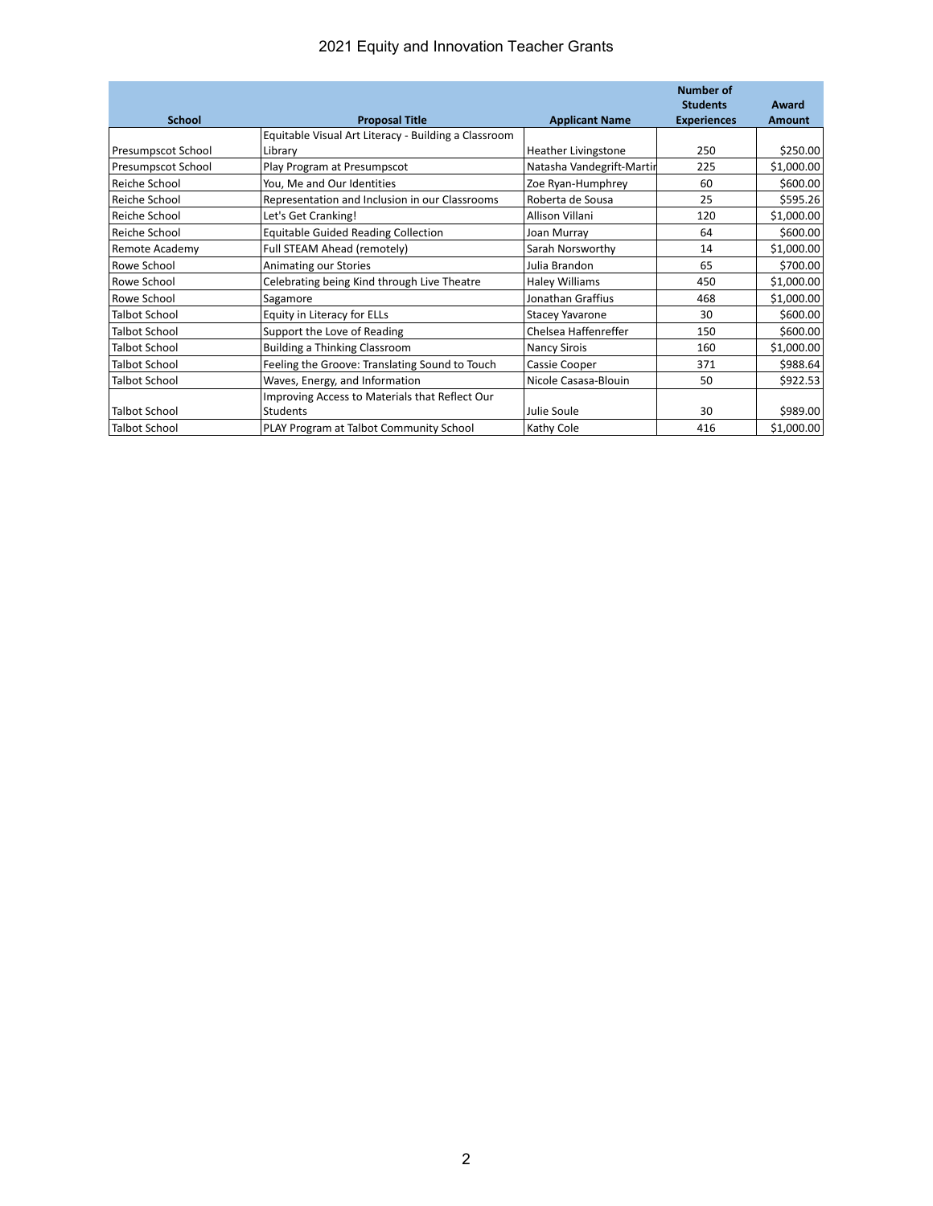# 2021 Equity and Innovation Teacher Grants

| School | Proposal Title | Applicant Name | Number of Students Experiences | Award Amount |
|---|---|---|---|---|
| Presumpscot School | Equitable Visual Art Literacy - Building a Classroom Library | Heather Livingstone | 250 | $250.00 |
| Presumpscot School | Play Program at Presumpscot | Natasha Vandegrift-Martir | 225 | $1,000.00 |
| Reiche School | You, Me and Our Identities | Zoe Ryan-Humphrey | 60 | $600.00 |
| Reiche School | Representation and Inclusion in our Classrooms | Roberta de Sousa | 25 | $595.26 |
| Reiche School | Let's Get Cranking! | Allison Villani | 120 | $1,000.00 |
| Reiche School | Equitable Guided Reading Collection | Joan Murray | 64 | $600.00 |
| Remote Academy | Full STEAM Ahead (remotely) | Sarah Norsworthy | 14 | $1,000.00 |
| Rowe School | Animating our Stories | Julia Brandon | 65 | $700.00 |
| Rowe School | Celebrating being Kind through Live Theatre | Haley Williams | 450 | $1,000.00 |
| Rowe School | Sagamore | Jonathan Graffius | 468 | $1,000.00 |
| Talbot School | Equity in Literacy for ELLs | Stacey Yavarone | 30 | $600.00 |
| Talbot School | Support the Love of Reading | Chelsea Haffenreffer | 150 | $600.00 |
| Talbot School | Building a Thinking Classroom | Nancy Sirois | 160 | $1,000.00 |
| Talbot School | Feeling the Groove: Translating Sound to Touch | Cassie Cooper | 371 | $988.64 |
| Talbot School | Waves, Energy, and Information | Nicole Casasa-Blouin | 50 | $922.53 |
| Talbot School | Improving Access to Materials that Reflect Our Students | Julie Soule | 30 | $989.00 |
| Talbot School | PLAY Program at Talbot Community School | Kathy Cole | 416 | $1,000.00 |